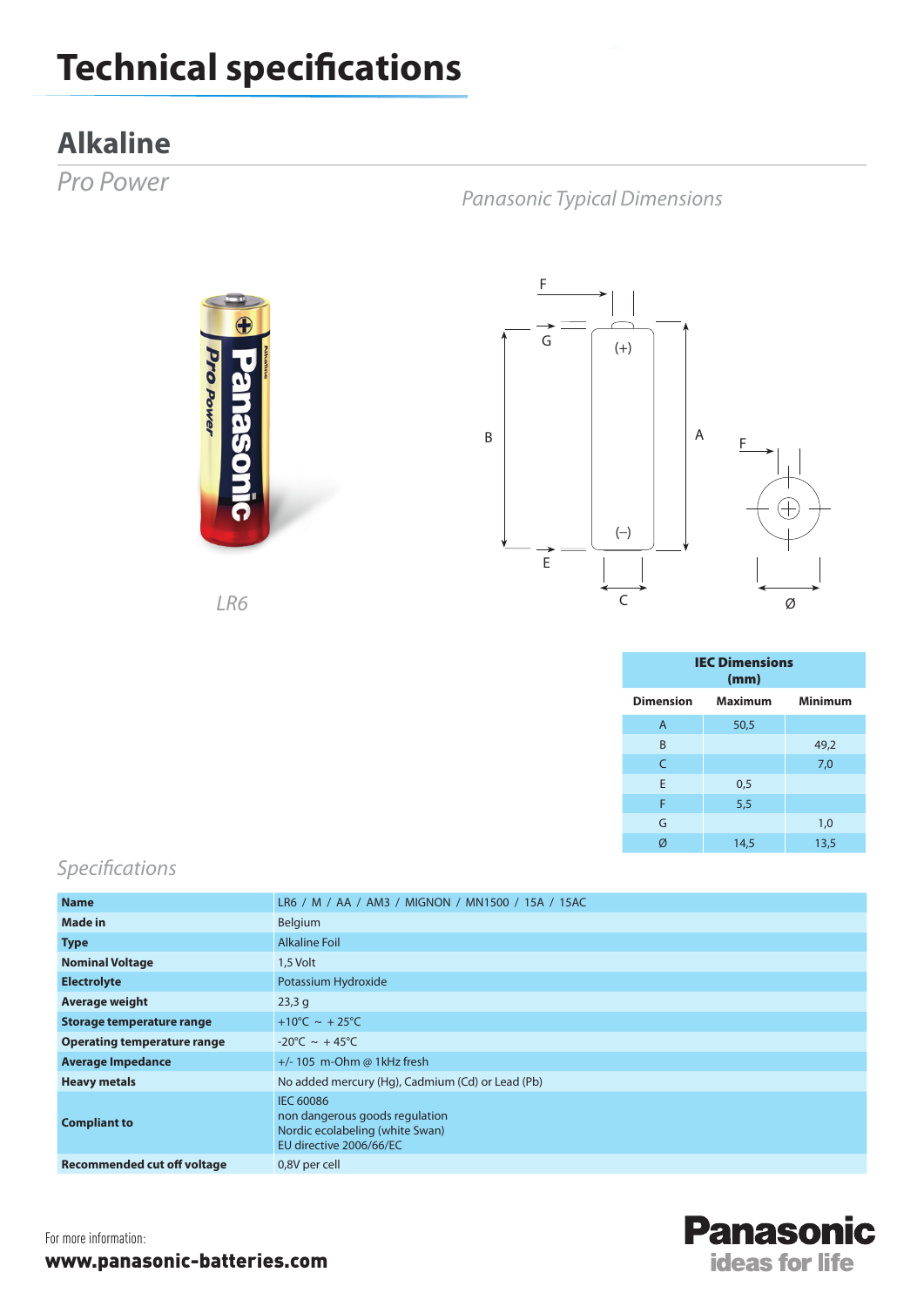# Technical specifications

## Alkaline

*Pro Power*

*Panasonic Typical Dimensions*

*LR6*

| IEC Dimensions (mm) | | |
|---|---|---|
| **Dimension** | **Maximum** | **Minimum** |
| A | 50,5 | |
| B | | 49,2 |
| C | | 7,0 |
| E | 0,5 | |
| F | 5,5 | |
| G | | 1,0 |
| Ø | 14,5 | 13,5 |

### *Specifications*

| | |
|---|---|
| **Name** | LR6 / M / AA / AM3 / MIGNON / MN1500 / 15A / 15AC |
| **Made in** | Belgium |
| **Type** | Alkaline Foil |
| **Nominal Voltage** | 1,5 Volt |
| **Electrolyte** | Potassium Hydroxide |
| **Average weight** | 23,3 g |
| **Storage temperature range** | +10°C ~ + 25°C |
| **Operating temperature range** | -20°C ~ + 45°C |
| **Average Impedance** | +/- 105 m-Ohm @ 1kHz fresh |
| **Heavy metals** | No added mercury (Hg), Cadmium (Cd) or Lead (Pb) |
| **Compliant to** | IEC 60086<br>non dangerous goods regulation<br>Nordic ecolabeling (white Swan)<br>EU directive 2006/66/EC |
| **Recommended cut off voltage** | 0,8V per cell |

For more information:

**www.panasonic-batteries.com**

**Panasonic**
**ideas for life**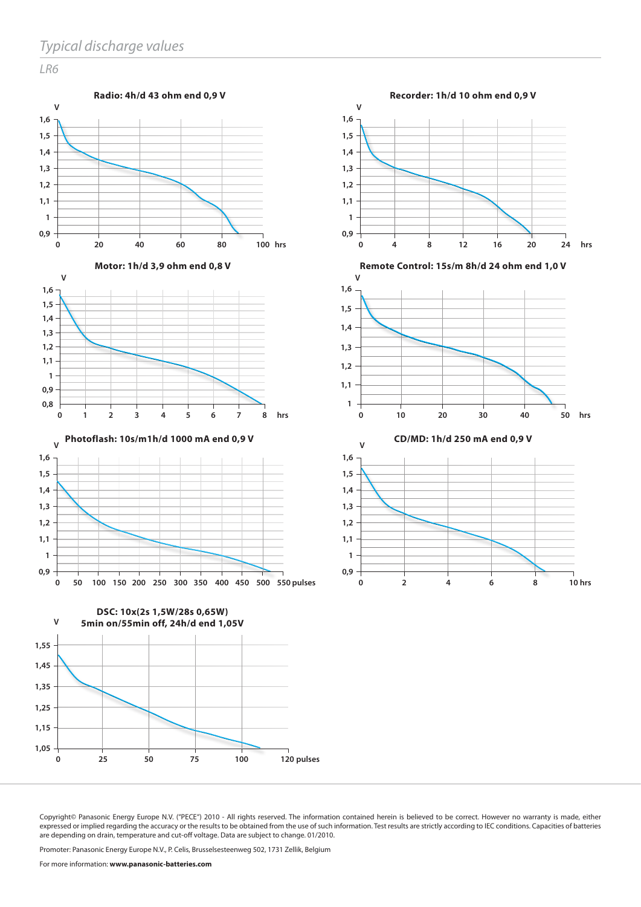# Typical discharge values

## LR6

**Radio: 4h/d 43 ohm end 0,9 V**

V

1,6
1,5
1,4
1,3
1,2
1,1
1
0,9

0 20 40 60 80 100 hrs

**Recorder: 1h/d 10 ohm end 0,9 V**

V

1,6
1,5
1,4
1,3
1,2
1,1
1
0,9

0 4 8 12 16 20 24 hrs

**Motor: 1h/d 3,9 ohm end 0,8 V**

V

1,6
1,5
1,4
1,3
1,2
1,1
1
0,9
0,8

0 1 2 3 4 5 6 7 8 hrs

**Remote Control: 15s/m 8h/d 24 ohm end 1,0 V**

V

1,6
1,5
1,4
1,3
1,2
1,1
1

0 10 20 30 40 50 hrs

**Photoflash: 10s/m1h/d 1000 mA end 0,9 V**

V

1,6
1,5
1,4
1,3
1,2
1,1
1
0,9

0 50 100 150 200 250 300 350 400 450 500 550 pulses

**CD/MD: 1h/d 250 mA end 0,9 V**

V

1,6
1,5
1,4
1,3
1,2
1,1
1
0,9

0 2 4 6 8 10 hrs

**DSC: 10x(2s 1,5W/28s 0,65W) 5min on/55min off, 24h/d end 1,05V**

V

1,55
1,45
1,35
1,25
1,15
1,05

0 25 50 75 100 120 pulses

Copyright© Panasonic Energy Europe N.V. ("PECE") 2010 - All rights reserved. The information contained herein is believed to be correct. However no warranty is made, either expressed or implied regarding the accuracy or the results to be obtained from the use of such information. Test results are strictly according to IEC conditions. Capacities of batteries are depending on drain, temperature and cut-off voltage. Data are subject to change. 01/2010.

Promoter: Panasonic Energy Europe N.V., P. Celis, Brusselsesteenweg 502, 1731 Zellik, Belgium

For more information: **www.panasonic-batteries.com**